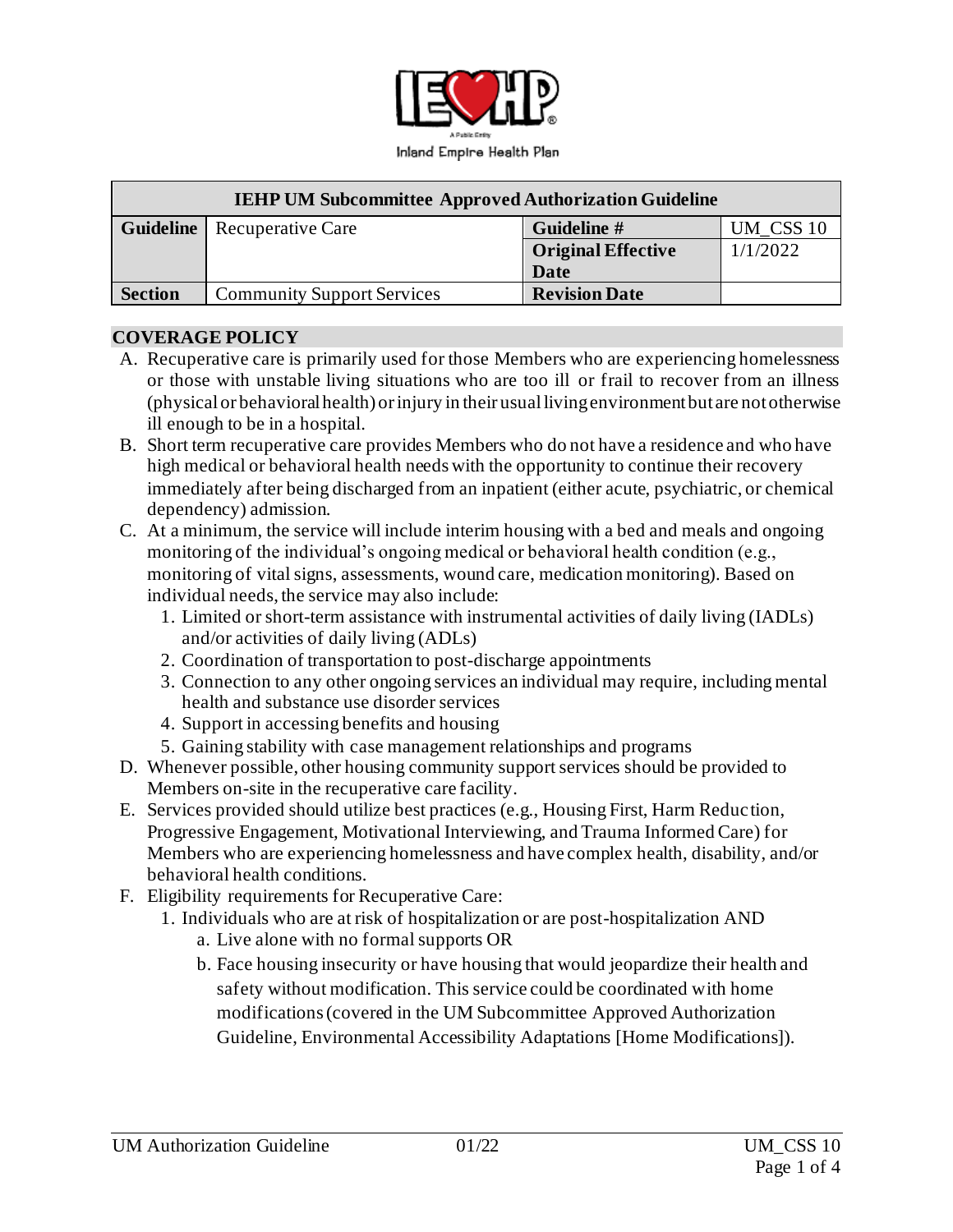Inland Empire Health Plan

| IEHP UM Subcommittee Approved Authorization Guideline | | | |
|---|---|---|---|
| **Guideline** | Recuperative Care | **Guideline #** | UM_CSS 10 |
| | | **Original Effective Date** | 1/1/2022 |
| **Section** | Community Support Services | **Revision Date** | |

## COVERAGE POLICY

A. Recuperative care is primarily used for those Members who are experiencing homelessness or those with unstable living situations who are too ill or frail to recover from an illness (physical or behavioral health) or injury in their usual living environment but are not otherwise ill enough to be in a hospital.

B. Short term recuperative care provides Members who do not have a residence and who have high medical or behavioral health needs with the opportunity to continue their recovery immediately after being discharged from an inpatient (either acute, psychiatric, or chemical dependency) admission.

C. At a minimum, the service will include interim housing with a bed and meals and ongoing monitoring of the individual's ongoing medical or behavioral health condition (e.g., monitoring of vital signs, assessments, wound care, medication monitoring). Based on individual needs, the service may also include:
   1. Limited or short-term assistance with instrumental activities of daily living (IADLs) and/or activities of daily living (ADLs)
   2. Coordination of transportation to post-discharge appointments
   3. Connection to any other ongoing services an individual may require, including mental health and substance use disorder services
   4. Support in accessing benefits and housing
   5. Gaining stability with case management relationships and programs

D. Whenever possible, other housing community support services should be provided to Members on-site in the recuperative care facility.

E. Services provided should utilize best practices (e.g., Housing First, Harm Reduction, Progressive Engagement, Motivational Interviewing, and Trauma Informed Care) for Members who are experiencing homelessness and have complex health, disability, and/or behavioral health conditions.

F. Eligibility requirements for Recuperative Care:
   1. Individuals who are at risk of hospitalization or are post-hospitalization AND
      a. Live alone with no formal supports OR
      b. Face housing insecurity or have housing that would jeopardize their health and safety without modification. This service could be coordinated with home modifications (covered in the UM Subcommittee Approved Authorization Guideline, Environmental Accessibility Adaptations [Home Modifications]).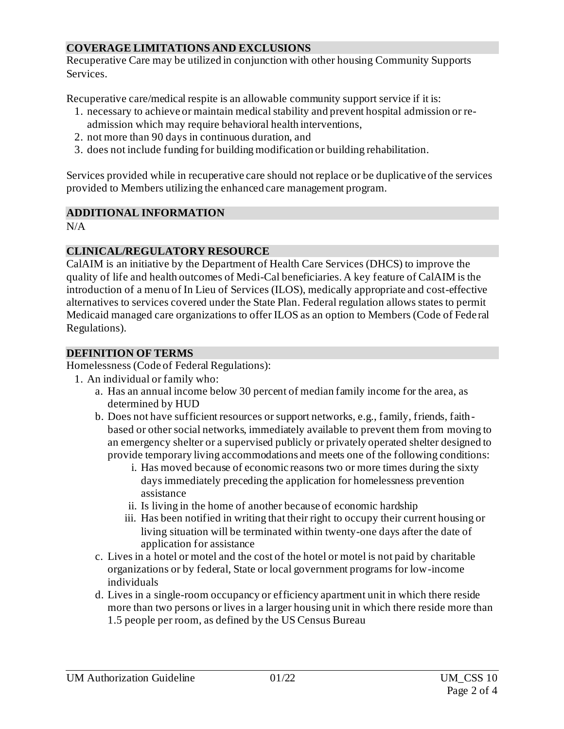## COVERAGE LIMITATIONS AND EXCLUSIONS

Recuperative Care may be utilized in conjunction with other housing Community Supports Services.

Recuperative care/medical respite is an allowable community support service if it is:

1. necessary to achieve or maintain medical stability and prevent hospital admission or re-admission which may require behavioral health interventions,
2. not more than 90 days in continuous duration, and
3. does not include funding for building modification or building rehabilitation.

Services provided while in recuperative care should not replace or be duplicative of the services provided to Members utilizing the enhanced care management program.

## ADDITIONAL INFORMATION

N/A

## CLINICAL/REGULATORY RESOURCE

CalAIM is an initiative by the Department of Health Care Services (DHCS) to improve the quality of life and health outcomes of Medi-Cal beneficiaries. A key feature of CalAIM is the introduction of a menu of In Lieu of Services (ILOS), medically appropriate and cost-effective alternatives to services covered under the State Plan. Federal regulation allows states to permit Medicaid managed care organizations to offer ILOS as an option to Members (Code of Federal Regulations).

## DEFINITION OF TERMS

Homelessness (Code of Federal Regulations):

1. An individual or family who:
   a. Has an annual income below 30 percent of median family income for the area, as determined by HUD
   b. Does not have sufficient resources or support networks, e.g., family, friends, faith-based or other social networks, immediately available to prevent them from moving to an emergency shelter or a supervised publicly or privately operated shelter designed to provide temporary living accommodations and meets one of the following conditions:
      i. Has moved because of economic reasons two or more times during the sixty days immediately preceding the application for homelessness prevention assistance
      ii. Is living in the home of another because of economic hardship
      iii. Has been notified in writing that their right to occupy their current housing or living situation will be terminated within twenty-one days after the date of application for assistance
   c. Lives in a hotel or motel and the cost of the hotel or motel is not paid by charitable organizations or by federal, State or local government programs for low-income individuals
   d. Lives in a single-room occupancy or efficiency apartment unit in which there reside more than two persons or lives in a larger housing unit in which there reside more than 1.5 people per room, as defined by the US Census Bureau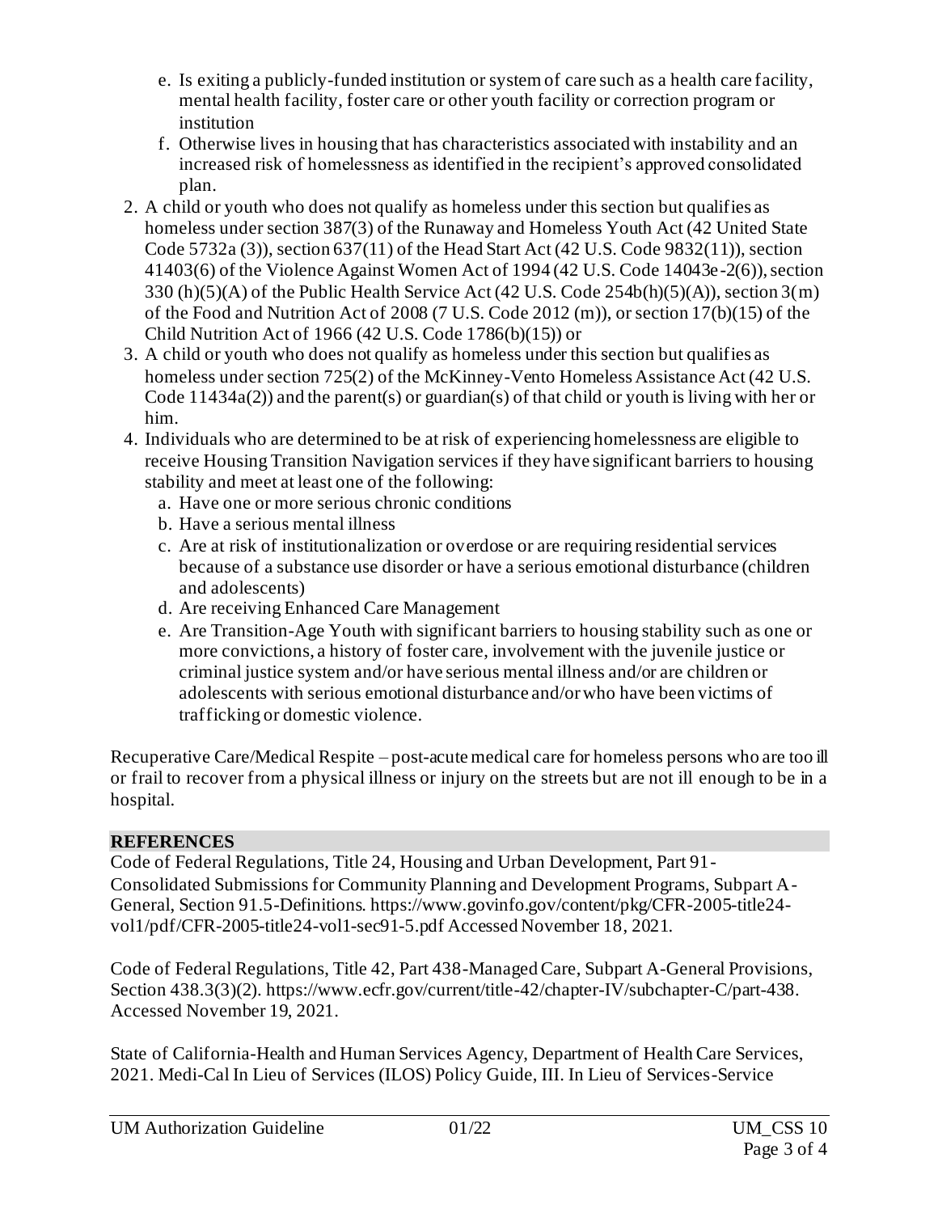e. Is exiting a publicly-funded institution or system of care such as a health care facility, mental health facility, foster care or other youth facility or correction program or institution
   f. Otherwise lives in housing that has characteristics associated with instability and an increased risk of homelessness as identified in the recipient's approved consolidated plan.
2. A child or youth who does not qualify as homeless under this section but qualifies as homeless under section 387(3) of the Runaway and Homeless Youth Act (42 United State Code 5732a (3)), section 637(11) of the Head Start Act (42 U.S. Code 9832(11)), section 41403(6) of the Violence Against Women Act of 1994 (42 U.S. Code 14043e-2(6)), section 330 (h)(5)(A) of the Public Health Service Act (42 U.S. Code 254b(h)(5)(A)), section 3(m) of the Food and Nutrition Act of 2008 (7 U.S. Code 2012 (m)), or section 17(b)(15) of the Child Nutrition Act of 1966 (42 U.S. Code 1786(b)(15)) or
3. A child or youth who does not qualify as homeless under this section but qualifies as homeless under section 725(2) of the McKinney-Vento Homeless Assistance Act (42 U.S. Code 11434a(2)) and the parent(s) or guardian(s) of that child or youth is living with her or him.
4. Individuals who are determined to be at risk of experiencing homelessness are eligible to receive Housing Transition Navigation services if they have significant barriers to housing stability and meet at least one of the following:
   a. Have one or more serious chronic conditions
   b. Have a serious mental illness
   c. Are at risk of institutionalization or overdose or are requiring residential services because of a substance use disorder or have a serious emotional disturbance (children and adolescents)
   d. Are receiving Enhanced Care Management
   e. Are Transition-Age Youth with significant barriers to housing stability such as one or more convictions, a history of foster care, involvement with the juvenile justice or criminal justice system and/or have serious mental illness and/or are children or adolescents with serious emotional disturbance and/or who have been victims of trafficking or domestic violence.

Recuperative Care/Medical Respite – post-acute medical care for homeless persons who are too ill or frail to recover from a physical illness or injury on the streets but are not ill enough to be in a hospital.

## REFERENCES

Code of Federal Regulations, Title 24, Housing and Urban Development, Part 91-Consolidated Submissions for Community Planning and Development Programs, Subpart A-General, Section 91.5-Definitions. https://www.govinfo.gov/content/pkg/CFR-2005-title24-vol1/pdf/CFR-2005-title24-vol1-sec91-5.pdf Accessed November 18, 2021.

Code of Federal Regulations, Title 42, Part 438-Managed Care, Subpart A-General Provisions, Section 438.3(3)(2). https://www.ecfr.gov/current/title-42/chapter-IV/subchapter-C/part-438. Accessed November 19, 2021.

State of California-Health and Human Services Agency, Department of Health Care Services, 2021. Medi-Cal In Lieu of Services (ILOS) Policy Guide, III. In Lieu of Services-Service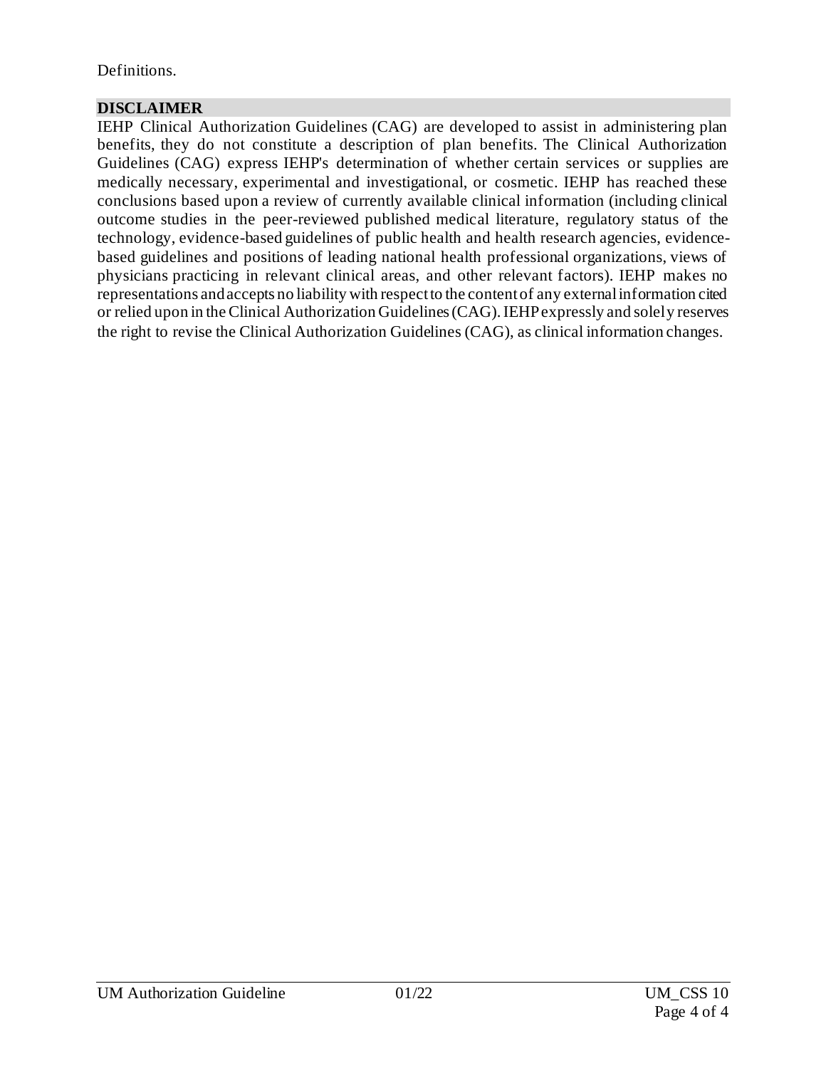Definitions.

## DISCLAIMER

IEHP Clinical Authorization Guidelines (CAG) are developed to assist in administering plan benefits, they do not constitute a description of plan benefits. The Clinical Authorization Guidelines (CAG) express IEHP's determination of whether certain services or supplies are medically necessary, experimental and investigational, or cosmetic. IEHP has reached these conclusions based upon a review of currently available clinical information (including clinical outcome studies in the peer-reviewed published medical literature, regulatory status of the technology, evidence-based guidelines of public health and health research agencies, evidence-based guidelines and positions of leading national health professional organizations, views of physicians practicing in relevant clinical areas, and other relevant factors). IEHP makes no representations and accepts no liability with respect to the content of any external information cited or relied upon in the Clinical Authorization Guidelines (CAG). IEHP expressly and solely reserves the right to revise the Clinical Authorization Guidelines (CAG), as clinical information changes.